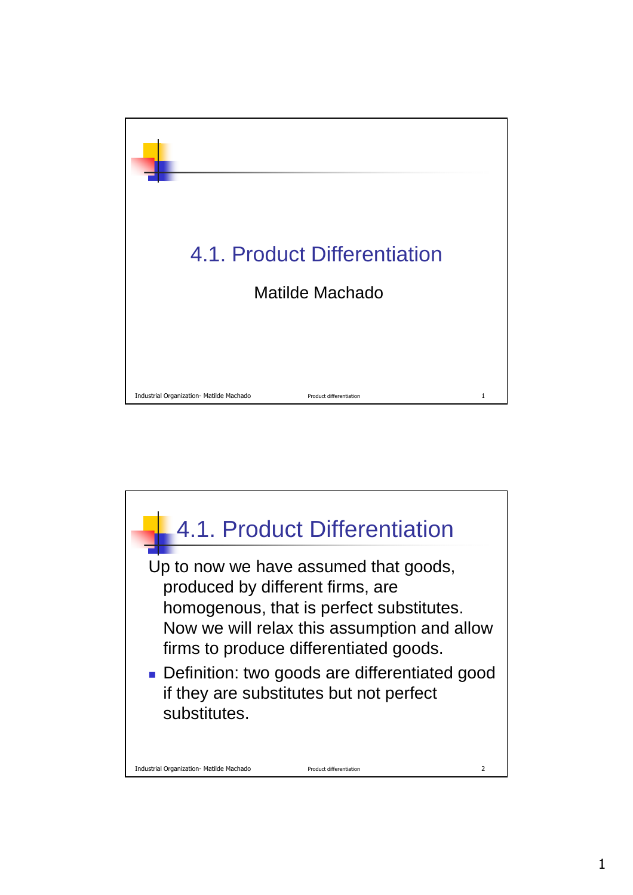# 4.1. Product Differentiation

Matilde Machado

## 4.1. Product Differentiation

Up to now we have assumed that goods, produced by different firms, are homogenous, that is perfect substitutes. Now we will relax this assumption and allow firms to produce differentiated goods.

- Definition: two goods are differentiated good if they are substitutes but not perfect substitutes.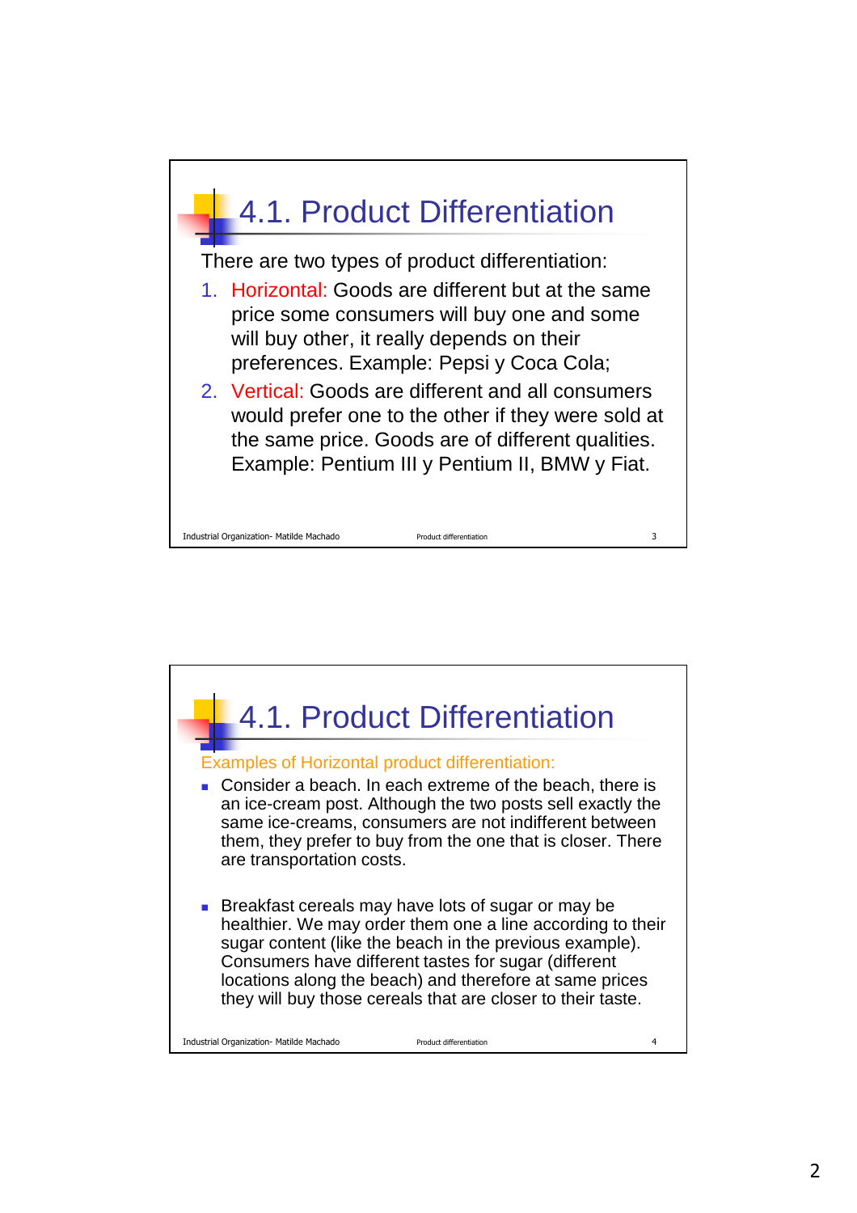## 4.1. Product Differentiation

There are two types of product differentiation:

1. Horizontal: Goods are different but at the same price some consumers will buy one and some will buy other, it really depends on their preferences. Example: Pepsi y Coca Cola;
2. Vertical: Goods are different and all consumers would prefer one to the other if they were sold at the same price. Goods are of different qualities. Example: Pentium III y Pentium II, BMW y Fiat.

## 4.1. Product Differentiation

Examples of Horizontal product differentiation:

- Consider a beach. In each extreme of the beach, there is an ice-cream post. Although the two posts sell exactly the same ice-creams, consumers are not indifferent between them, they prefer to buy from the one that is closer. There are transportation costs.
- Breakfast cereals may have lots of sugar or may be healthier. We may order them one a line according to their sugar content (like the beach in the previous example). Consumers have different tastes for sugar (different locations along the beach) and therefore at same prices they will buy those cereals that are closer to their taste.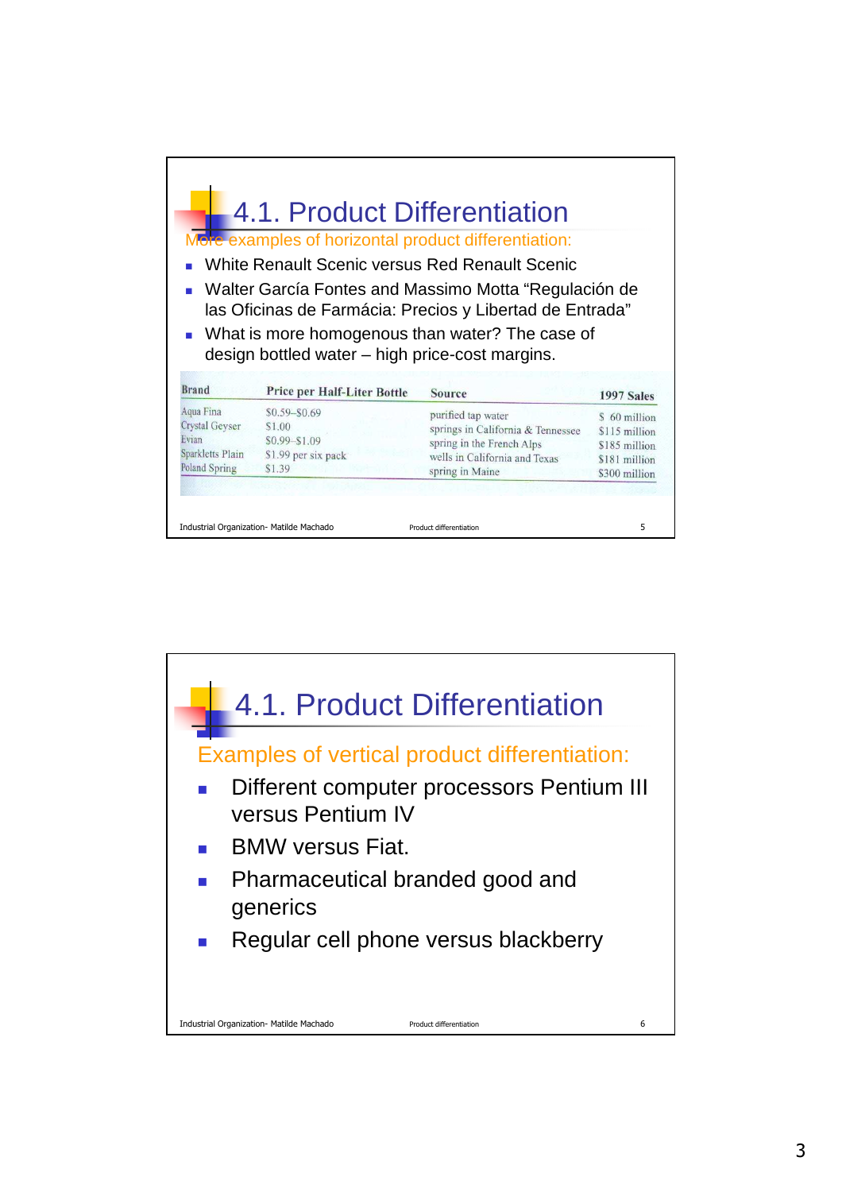## 4.1. Product Differentiation

More examples of horizontal product differentiation:

- White Renault Scenic versus Red Renault Scenic
- Walter García Fontes and Massimo Motta "Regulación de las Oficinas de Farmácia: Precios y Libertad de Entrada"
- What is more homogenous than water? The case of design bottled water – high price-cost margins.

| Brand | Price per Half-Liter Bottle | Source | 1997 Sales |
|---|---|---|---|
| Aqua Fina | $0.59–$0.69 | purified tap water | $ 60 million |
| Crystal Geyser | $1.00 | springs in California & Tennessee | $115 million |
| Evian | $0.99–$1.09 | spring in the French Alps | $185 million |
| Sparkletts Plain | $1.99 per six pack | wells in California and Texas | $181 million |
| Poland Spring | $1.39 | spring in Maine | $300 million |

## 4.1. Product Differentiation

Examples of vertical product differentiation:

- Different computer processors Pentium III versus Pentium IV
- BMW versus Fiat.
- Pharmaceutical branded good and generics
- Regular cell phone versus blackberry